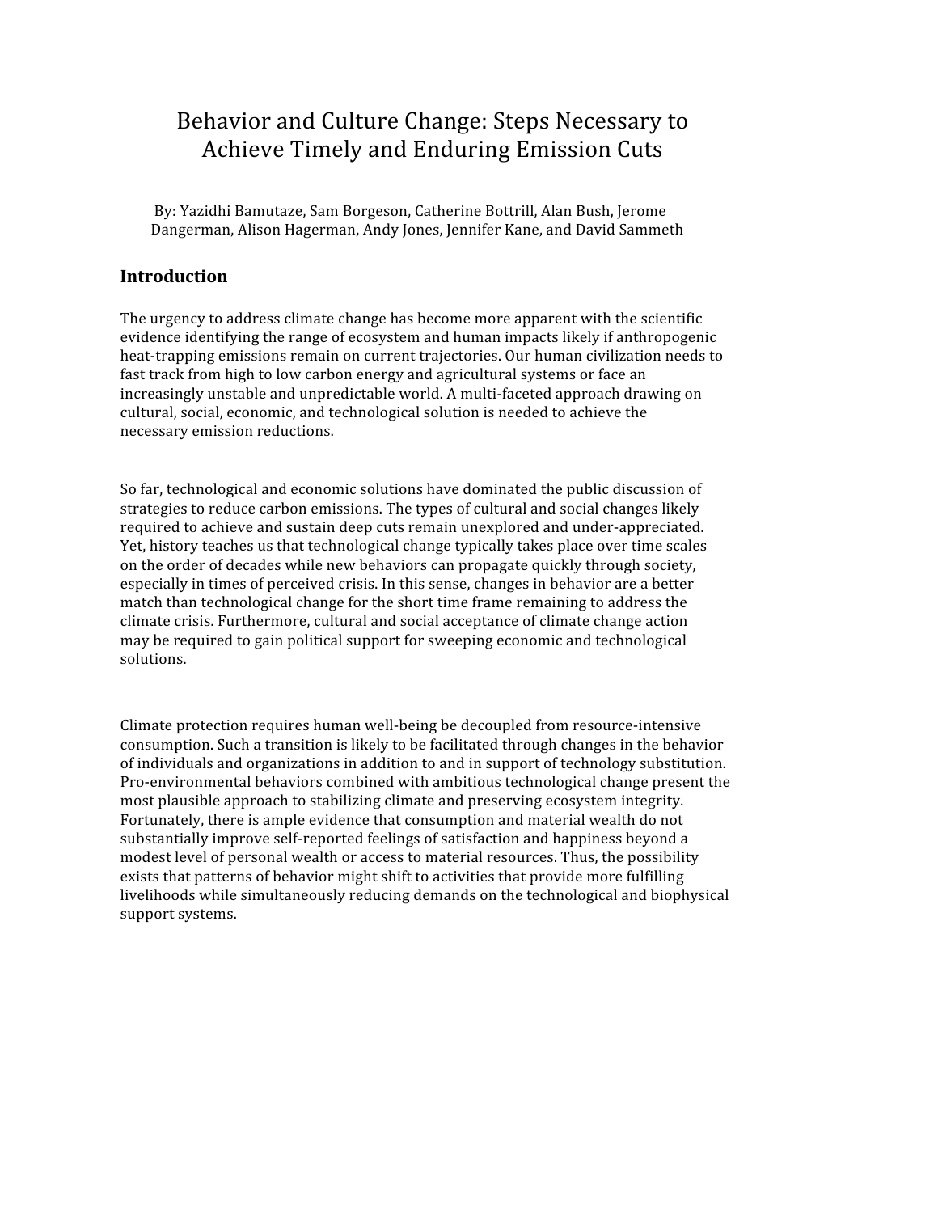# Behavior and Culture Change: Steps Necessary to Achieve Timely and Enduring Emission Cuts

By: Yazidhi Bamutaze, Sam Borgeson, Catherine Bottrill, Alan Bush, Jerome Dangerman, Alison Hagerman, Andy Jones, Jennifer Kane, and David Sammeth

## Introduction

The urgency to address climate change has become more apparent with the scientific evidence identifying the range of ecosystem and human impacts likely if anthropogenic heat-trapping emissions remain on current trajectories. Our human civilization needs to fast track from high to low carbon energy and agricultural systems or face an increasingly unstable and unpredictable world. A multi-faceted approach drawing on cultural, social, economic, and technological solution is needed to achieve the necessary emission reductions.

So far, technological and economic solutions have dominated the public discussion of strategies to reduce carbon emissions. The types of cultural and social changes likely required to achieve and sustain deep cuts remain unexplored and under-appreciated. Yet, history teaches us that technological change typically takes place over time scales on the order of decades while new behaviors can propagate quickly through society, especially in times of perceived crisis. In this sense, changes in behavior are a better match than technological change for the short time frame remaining to address the climate crisis. Furthermore, cultural and social acceptance of climate change action may be required to gain political support for sweeping economic and technological solutions.

Climate protection requires human well-being be decoupled from resource-intensive consumption. Such a transition is likely to be facilitated through changes in the behavior of individuals and organizations in addition to and in support of technology substitution. Pro-environmental behaviors combined with ambitious technological change present the most plausible approach to stabilizing climate and preserving ecosystem integrity. Fortunately, there is ample evidence that consumption and material wealth do not substantially improve self-reported feelings of satisfaction and happiness beyond a modest level of personal wealth or access to material resources. Thus, the possibility exists that patterns of behavior might shift to activities that provide more fulfilling livelihoods while simultaneously reducing demands on the technological and biophysical support systems.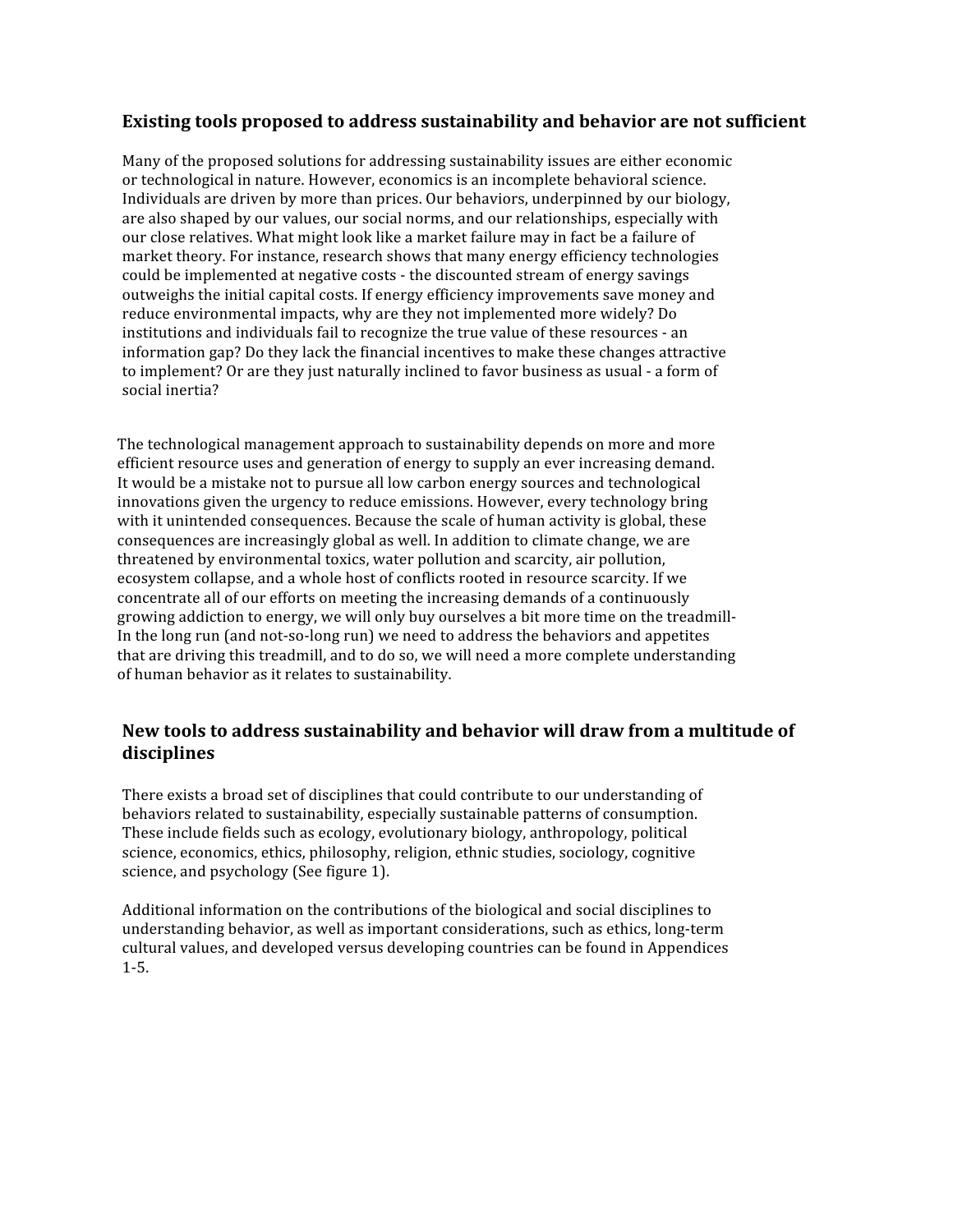## Existing tools proposed to address sustainability and behavior are not sufficient

Many of the proposed solutions for addressing sustainability issues are either economic or technological in nature. However, economics is an incomplete behavioral science. Individuals are driven by more than prices. Our behaviors, underpinned by our biology, are also shaped by our values, our social norms, and our relationships, especially with our close relatives. What might look like a market failure may in fact be a failure of market theory. For instance, research shows that many energy efficiency technologies could be implemented at negative costs - the discounted stream of energy savings outweighs the initial capital costs. If energy efficiency improvements save money and reduce environmental impacts, why are they not implemented more widely? Do institutions and individuals fail to recognize the true value of these resources - an information gap? Do they lack the financial incentives to make these changes attractive to implement? Or are they just naturally inclined to favor business as usual - a form of social inertia?

The technological management approach to sustainability depends on more and more efficient resource uses and generation of energy to supply an ever increasing demand. It would be a mistake not to pursue all low carbon energy sources and technological innovations given the urgency to reduce emissions. However, every technology bring with it unintended consequences. Because the scale of human activity is global, these consequences are increasingly global as well. In addition to climate change, we are threatened by environmental toxics, water pollution and scarcity, air pollution, ecosystem collapse, and a whole host of conflicts rooted in resource scarcity. If we concentrate all of our efforts on meeting the increasing demands of a continuously growing addiction to energy, we will only buy ourselves a bit more time on the treadmill- In the long run (and not-so-long run) we need to address the behaviors and appetites that are driving this treadmill, and to do so, we will need a more complete understanding of human behavior as it relates to sustainability.

## New tools to address sustainability and behavior will draw from a multitude of disciplines

There exists a broad set of disciplines that could contribute to our understanding of behaviors related to sustainability, especially sustainable patterns of consumption. These include fields such as ecology, evolutionary biology, anthropology, political science, economics, ethics, philosophy, religion, ethnic studies, sociology, cognitive science, and psychology (See figure 1).

Additional information on the contributions of the biological and social disciplines to understanding behavior, as well as important considerations, such as ethics, long-term cultural values, and developed versus developing countries can be found in Appendices 1-5.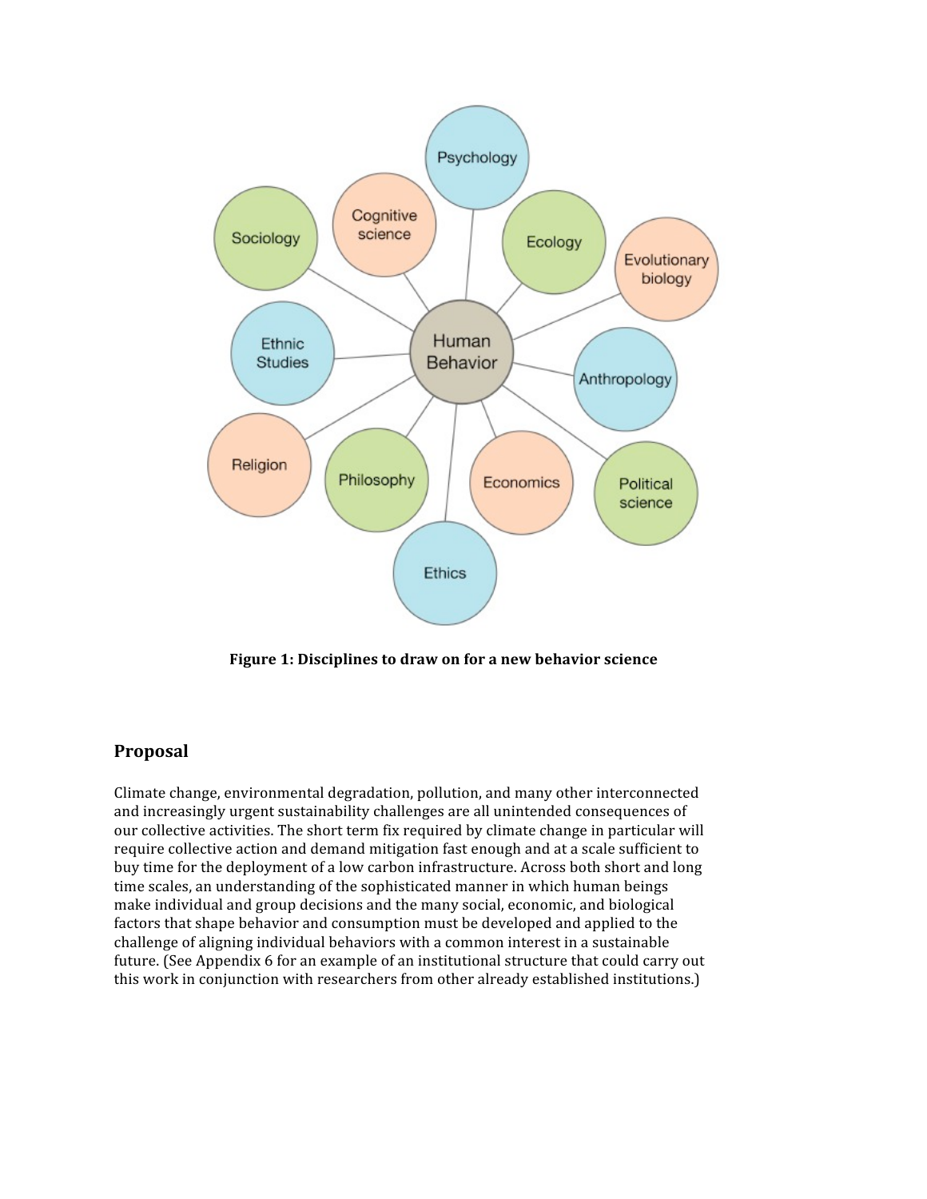**Figure 1: Disciplines to draw on for a new behavior science**

## Proposal

Climate change, environmental degradation, pollution, and many other interconnected and increasingly urgent sustainability challenges are all unintended consequences of our collective activities. The short term fix required by climate change in particular will require collective action and demand mitigation fast enough and at a scale sufficient to buy time for the deployment of a low carbon infrastructure. Across both short and long time scales, an understanding of the sophisticated manner in which human beings make individual and group decisions and the many social, economic, and biological factors that shape behavior and consumption must be developed and applied to the challenge of aligning individual behaviors with a common interest in a sustainable future. (See Appendix 6 for an example of an institutional structure that could carry out this work in conjunction with researchers from other already established institutions.)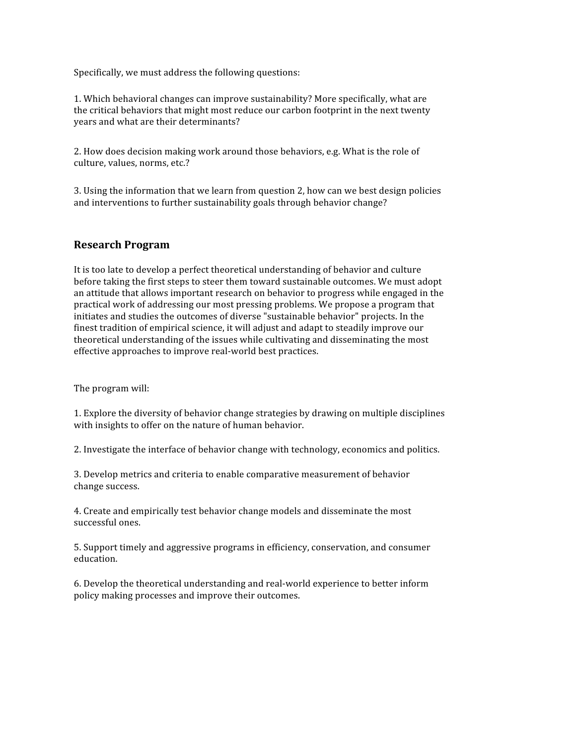Specifically, we must address the following questions:

1. Which behavioral changes can improve sustainability? More specifically, what are the critical behaviors that might most reduce our carbon footprint in the next twenty years and what are their determinants?

2. How does decision making work around those behaviors, e.g. What is the role of culture, values, norms, etc.?

3. Using the information that we learn from question 2, how can we best design policies and interventions to further sustainability goals through behavior change?

## Research Program

It is too late to develop a perfect theoretical understanding of behavior and culture before taking the first steps to steer them toward sustainable outcomes. We must adopt an attitude that allows important research on behavior to progress while engaged in the practical work of addressing our most pressing problems. We propose a program that initiates and studies the outcomes of diverse "sustainable behavior" projects. In the finest tradition of empirical science, it will adjust and adapt to steadily improve our theoretical understanding of the issues while cultivating and disseminating the most effective approaches to improve real-world best practices.

The program will:

1. Explore the diversity of behavior change strategies by drawing on multiple disciplines with insights to offer on the nature of human behavior.

2. Investigate the interface of behavior change with technology, economics and politics.

3. Develop metrics and criteria to enable comparative measurement of behavior change success.

4. Create and empirically test behavior change models and disseminate the most successful ones.

5. Support timely and aggressive programs in efficiency, conservation, and consumer education.

6. Develop the theoretical understanding and real-world experience to better inform policy making processes and improve their outcomes.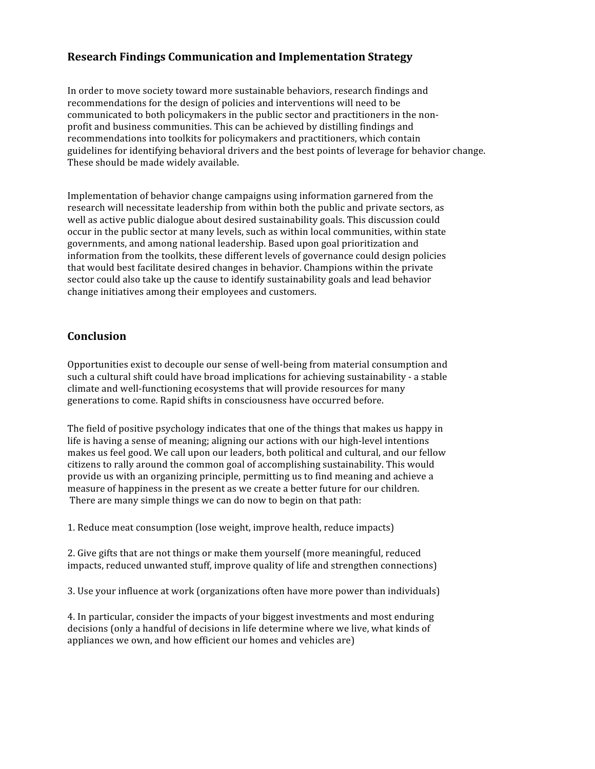## Research Findings Communication and Implementation Strategy

In order to move society toward more sustainable behaviors, research findings and recommendations for the design of policies and interventions will need to be communicated to both policymakers in the public sector and practitioners in the non-profit and business communities. This can be achieved by distilling findings and recommendations into toolkits for policymakers and practitioners, which contain guidelines for identifying behavioral drivers and the best points of leverage for behavior change. These should be made widely available.

Implementation of behavior change campaigns using information garnered from the research will necessitate leadership from within both the public and private sectors, as well as active public dialogue about desired sustainability goals. This discussion could occur in the public sector at many levels, such as within local communities, within state governments, and among national leadership. Based upon goal prioritization and information from the toolkits, these different levels of governance could design policies that would best facilitate desired changes in behavior. Champions within the private sector could also take up the cause to identify sustainability goals and lead behavior change initiatives among their employees and customers.

## Conclusion

Opportunities exist to decouple our sense of well-being from material consumption and such a cultural shift could have broad implications for achieving sustainability - a stable climate and well-functioning ecosystems that will provide resources for many generations to come. Rapid shifts in consciousness have occurred before.

The field of positive psychology indicates that one of the things that makes us happy in life is having a sense of meaning; aligning our actions with our high-level intentions makes us feel good. We call upon our leaders, both political and cultural, and our fellow citizens to rally around the common goal of accomplishing sustainability. This would provide us with an organizing principle, permitting us to find meaning and achieve a measure of happiness in the present as we create a better future for our children. There are many simple things we can do now to begin on that path:

1. Reduce meat consumption (lose weight, improve health, reduce impacts)

2. Give gifts that are not things or make them yourself (more meaningful, reduced impacts, reduced unwanted stuff, improve quality of life and strengthen connections)

3. Use your influence at work (organizations often have more power than individuals)

4. In particular, consider the impacts of your biggest investments and most enduring decisions (only a handful of decisions in life determine where we live, what kinds of appliances we own, and how efficient our homes and vehicles are)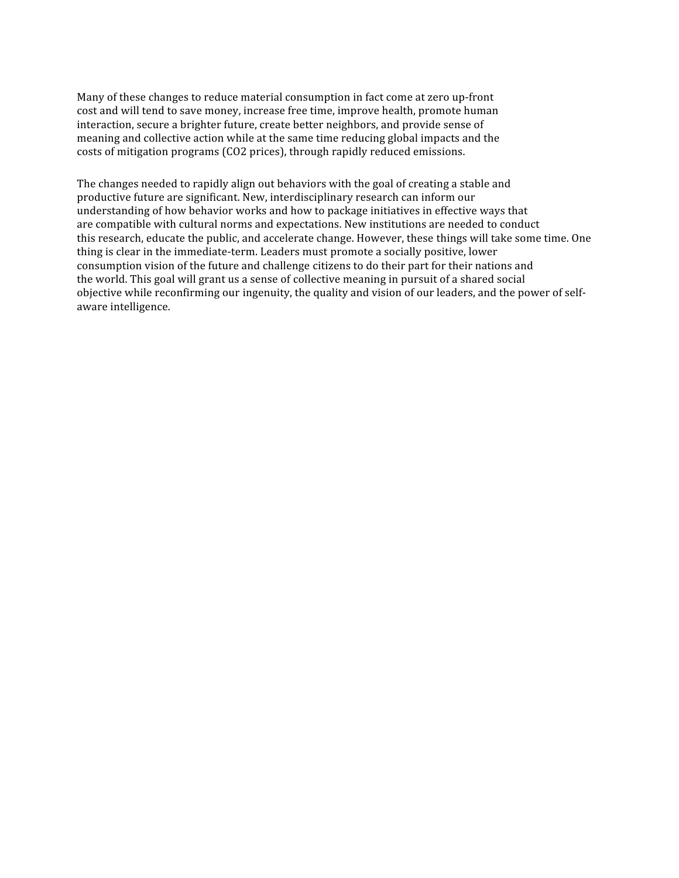Many of these changes to reduce material consumption in fact come at zero up-front cost and will tend to save money, increase free time, improve health, promote human interaction, secure a brighter future, create better neighbors, and provide sense of meaning and collective action while at the same time reducing global impacts and the costs of mitigation programs ($CO_2$ prices), through rapidly reduced emissions.

The changes needed to rapidly align out behaviors with the goal of creating a stable and productive future are significant. New, interdisciplinary research can inform our understanding of how behavior works and how to package initiatives in effective ways that are compatible with cultural norms and expectations. New institutions are needed to conduct this research, educate the public, and accelerate change. However, these things will take some time. One thing is clear in the immediate-term. Leaders must promote a socially positive, lower consumption vision of the future and challenge citizens to do their part for their nations and the world. This goal will grant us a sense of collective meaning in pursuit of a shared social objective while reconfirming our ingenuity, the quality and vision of our leaders, and the power of self-aware intelligence.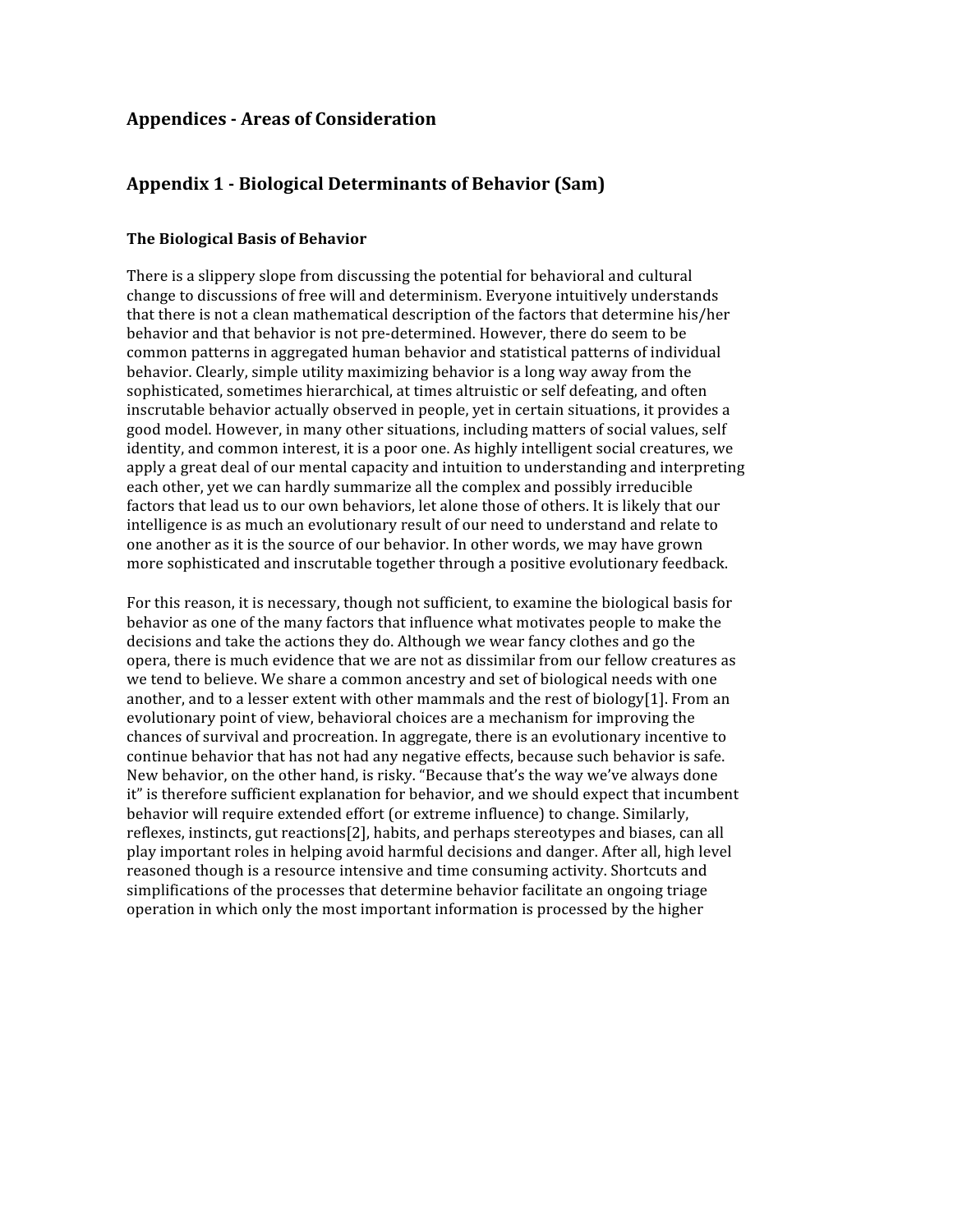## Appendices - Areas of Consideration

## Appendix 1 - Biological Determinants of Behavior (Sam)

### The Biological Basis of Behavior

There is a slippery slope from discussing the potential for behavioral and cultural change to discussions of free will and determinism. Everyone intuitively understands that there is not a clean mathematical description of the factors that determine his/her behavior and that behavior is not pre-determined. However, there do seem to be common patterns in aggregated human behavior and statistical patterns of individual behavior. Clearly, simple utility maximizing behavior is a long way away from the sophisticated, sometimes hierarchical, at times altruistic or self defeating, and often inscrutable behavior actually observed in people, yet in certain situations, it provides a good model. However, in many other situations, including matters of social values, self identity, and common interest, it is a poor one. As highly intelligent social creatures, we apply a great deal of our mental capacity and intuition to understanding and interpreting each other, yet we can hardly summarize all the complex and possibly irreducible factors that lead us to our own behaviors, let alone those of others. It is likely that our intelligence is as much an evolutionary result of our need to understand and relate to one another as it is the source of our behavior. In other words, we may have grown more sophisticated and inscrutable together through a positive evolutionary feedback.

For this reason, it is necessary, though not sufficient, to examine the biological basis for behavior as one of the many factors that influence what motivates people to make the decisions and take the actions they do. Although we wear fancy clothes and go the opera, there is much evidence that we are not as dissimilar from our fellow creatures as we tend to believe. We share a common ancestry and set of biological needs with one another, and to a lesser extent with other mammals and the rest of biology[1]. From an evolutionary point of view, behavioral choices are a mechanism for improving the chances of survival and procreation. In aggregate, there is an evolutionary incentive to continue behavior that has not had any negative effects, because such behavior is safe. New behavior, on the other hand, is risky. "Because that's the way we've always done it" is therefore sufficient explanation for behavior, and we should expect that incumbent behavior will require extended effort (or extreme influence) to change. Similarly, reflexes, instincts, gut reactions[2], habits, and perhaps stereotypes and biases, can all play important roles in helping avoid harmful decisions and danger. After all, high level reasoned though is a resource intensive and time consuming activity. Shortcuts and simplifications of the processes that determine behavior facilitate an ongoing triage operation in which only the most important information is processed by the higher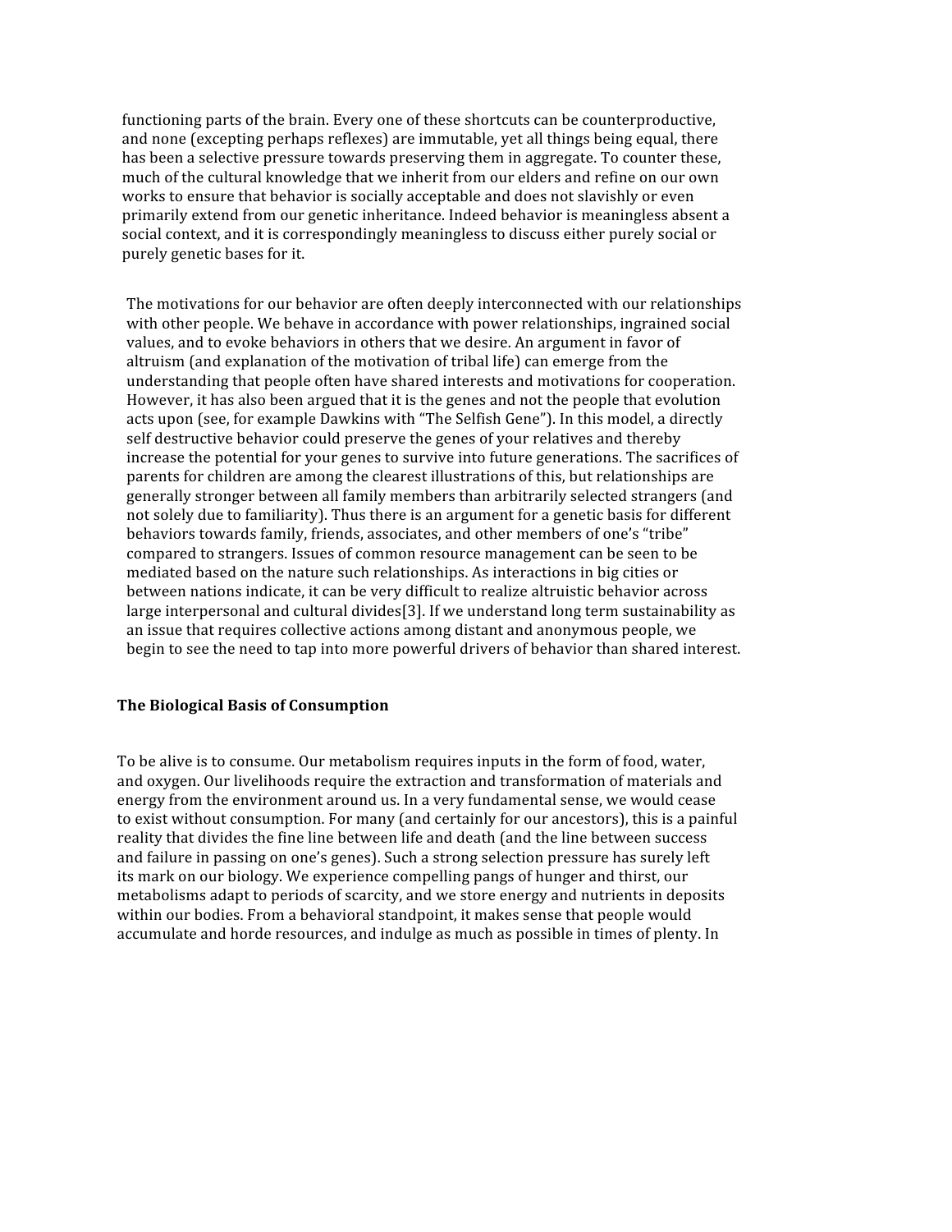functioning parts of the brain. Every one of these shortcuts can be counterproductive, and none (excepting perhaps reflexes) are immutable, yet all things being equal, there has been a selective pressure towards preserving them in aggregate. To counter these, much of the cultural knowledge that we inherit from our elders and refine on our own works to ensure that behavior is socially acceptable and does not slavishly or even primarily extend from our genetic inheritance. Indeed behavior is meaningless absent a social context, and it is correspondingly meaningless to discuss either purely social or purely genetic bases for it.

The motivations for our behavior are often deeply interconnected with our relationships with other people. We behave in accordance with power relationships, ingrained social values, and to evoke behaviors in others that we desire. An argument in favor of altruism (and explanation of the motivation of tribal life) can emerge from the understanding that people often have shared interests and motivations for cooperation. However, it has also been argued that it is the genes and not the people that evolution acts upon (see, for example Dawkins with "The Selfish Gene"). In this model, a directly self destructive behavior could preserve the genes of your relatives and thereby increase the potential for your genes to survive into future generations. The sacrifices of parents for children are among the clearest illustrations of this, but relationships are generally stronger between all family members than arbitrarily selected strangers (and not solely due to familiarity). Thus there is an argument for a genetic basis for different behaviors towards family, friends, associates, and other members of one's "tribe" compared to strangers. Issues of common resource management can be seen to be mediated based on the nature such relationships. As interactions in big cities or between nations indicate, it can be very difficult to realize altruistic behavior across large interpersonal and cultural divides[3]. If we understand long term sustainability as an issue that requires collective actions among distant and anonymous people, we begin to see the need to tap into more powerful drivers of behavior than shared interest.

### The Biological Basis of Consumption

To be alive is to consume. Our metabolism requires inputs in the form of food, water, and oxygen. Our livelihoods require the extraction and transformation of materials and energy from the environment around us. In a very fundamental sense, we would cease to exist without consumption. For many (and certainly for our ancestors), this is a painful reality that divides the fine line between life and death (and the line between success and failure in passing on one's genes). Such a strong selection pressure has surely left its mark on our biology. We experience compelling pangs of hunger and thirst, our metabolisms adapt to periods of scarcity, and we store energy and nutrients in deposits within our bodies. From a behavioral standpoint, it makes sense that people would accumulate and horde resources, and indulge as much as possible in times of plenty. In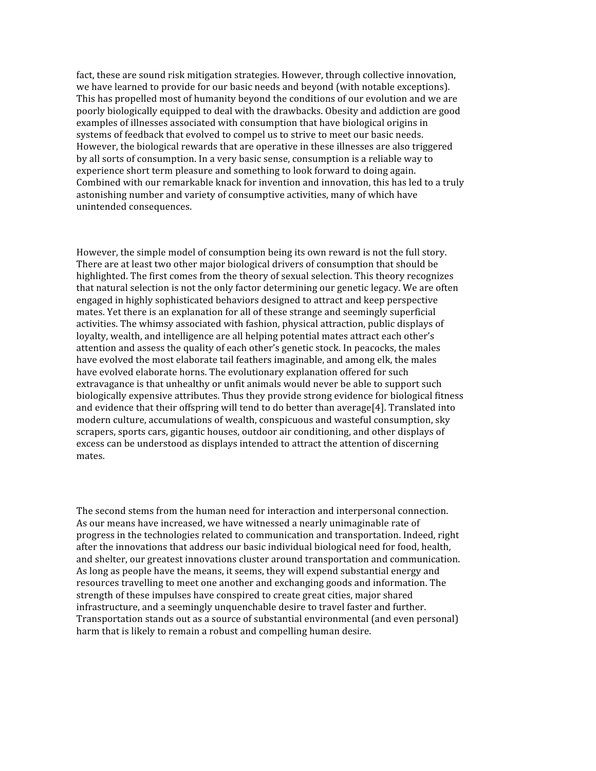fact, these are sound risk mitigation strategies. However, through collective innovation, we have learned to provide for our basic needs and beyond (with notable exceptions). This has propelled most of humanity beyond the conditions of our evolution and we are poorly biologically equipped to deal with the drawbacks. Obesity and addiction are good examples of illnesses associated with consumption that have biological origins in systems of feedback that evolved to compel us to strive to meet our basic needs. However, the biological rewards that are operative in these illnesses are also triggered by all sorts of consumption. In a very basic sense, consumption is a reliable way to experience short term pleasure and something to look forward to doing again. Combined with our remarkable knack for invention and innovation, this has led to a truly astonishing number and variety of consumptive activities, many of which have unintended consequences.

However, the simple model of consumption being its own reward is not the full story. There are at least two other major biological drivers of consumption that should be highlighted. The first comes from the theory of sexual selection. This theory recognizes that natural selection is not the only factor determining our genetic legacy. We are often engaged in highly sophisticated behaviors designed to attract and keep perspective mates. Yet there is an explanation for all of these strange and seemingly superficial activities. The whimsy associated with fashion, physical attraction, public displays of loyalty, wealth, and intelligence are all helping potential mates attract each other's attention and assess the quality of each other's genetic stock. In peacocks, the males have evolved the most elaborate tail feathers imaginable, and among elk, the males have evolved elaborate horns. The evolutionary explanation offered for such extravagance is that unhealthy or unfit animals would never be able to support such biologically expensive attributes. Thus they provide strong evidence for biological fitness and evidence that their offspring will tend to do better than average[4]. Translated into modern culture, accumulations of wealth, conspicuous and wasteful consumption, sky scrapers, sports cars, gigantic houses, outdoor air conditioning, and other displays of excess can be understood as displays intended to attract the attention of discerning mates.

The second stems from the human need for interaction and interpersonal connection. As our means have increased, we have witnessed a nearly unimaginable rate of progress in the technologies related to communication and transportation. Indeed, right after the innovations that address our basic individual biological need for food, health, and shelter, our greatest innovations cluster around transportation and communication. As long as people have the means, it seems, they will expend substantial energy and resources travelling to meet one another and exchanging goods and information. The strength of these impulses have conspired to create great cities, major shared infrastructure, and a seemingly unquenchable desire to travel faster and further. Transportation stands out as a source of substantial environmental (and even personal) harm that is likely to remain a robust and compelling human desire.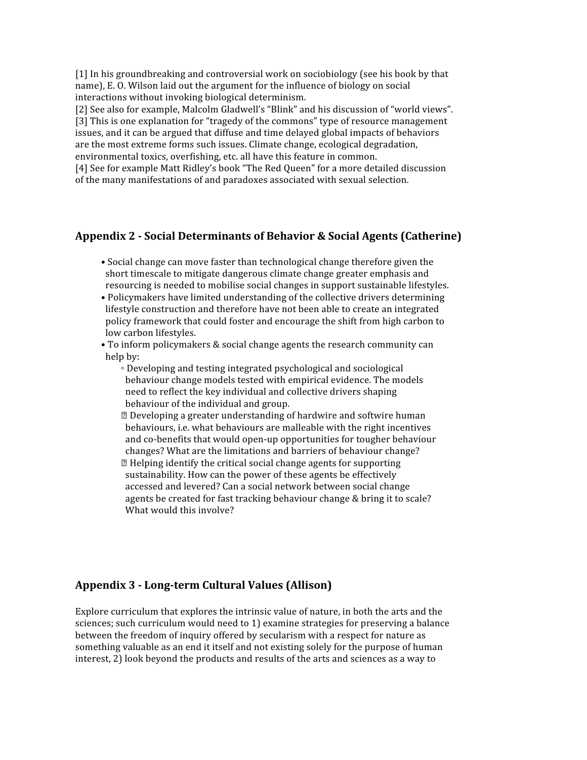[1] In his groundbreaking and controversial work on sociobiology (see his book by that name), E. O. Wilson laid out the argument for the influence of biology on social interactions without invoking biological determinism.
[2] See also for example, Malcolm Gladwell's "Blink" and his discussion of "world views".
[3] This is one explanation for "tragedy of the commons" type of resource management issues, and it can be argued that diffuse and time delayed global impacts of behaviors are the most extreme forms such issues. Climate change, ecological degradation, environmental toxics, overfishing, etc. all have this feature in common.
[4] See for example Matt Ridley's book "The Red Queen" for a more detailed discussion of the many manifestations of and paradoxes associated with sexual selection.

## Appendix 2 - Social Determinants of Behavior & Social Agents (Catherine)

- Social change can move faster than technological change therefore given the short timescale to mitigate dangerous climate change greater emphasis and resourcing is needed to mobilise social changes in support sustainable lifestyles.
- Policymakers have limited understanding of the collective drivers determining lifestyle construction and therefore have not been able to create an integrated policy framework that could foster and encourage the shift from high carbon to low carbon lifestyles.
- To inform policymakers & social change agents the research community can help by:
    - Developing and testing integrated psychological and sociological behaviour change models tested with empirical evidence. The models need to reflect the key individual and collective drivers shaping behaviour of the individual and group.
    - Developing a greater understanding of hardwire and softwire human behaviours, i.e. what behaviours are malleable with the right incentives and co-benefits that would open-up opportunities for tougher behaviour changes? What are the limitations and barriers of behaviour change?
    - Helping identify the critical social change agents for supporting sustainability. How can the power of these agents be effectively accessed and levered? Can a social network between social change agents be created for fast tracking behaviour change & bring it to scale? What would this involve?

## Appendix 3 - Long-term Cultural Values (Allison)

Explore curriculum that explores the intrinsic value of nature, in both the arts and the sciences; such curriculum would need to 1) examine strategies for preserving a balance between the freedom of inquiry offered by secularism with a respect for nature as something valuable as an end it itself and not existing solely for the purpose of human interest, 2) look beyond the products and results of the arts and sciences as a way to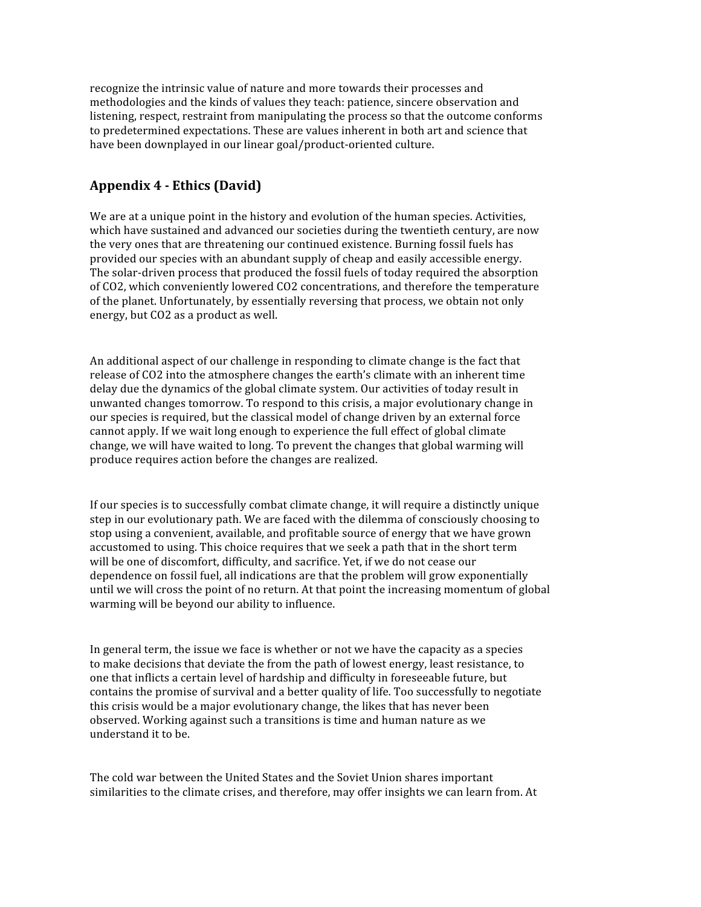recognize the intrinsic value of nature and more towards their processes and methodologies and the kinds of values they teach: patience, sincere observation and listening, respect, restraint from manipulating the process so that the outcome conforms to predetermined expectations. These are values inherent in both art and science that have been downplayed in our linear goal/product-oriented culture.

## Appendix 4 - Ethics (David)

We are at a unique point in the history and evolution of the human species. Activities, which have sustained and advanced our societies during the twentieth century, are now the very ones that are threatening our continued existence. Burning fossil fuels has provided our species with an abundant supply of cheap and easily accessible energy. The solar-driven process that produced the fossil fuels of today required the absorption of $CO_2$, which conveniently lowered $CO_2$ concentrations, and therefore the temperature of the planet. Unfortunately, by essentially reversing that process, we obtain not only energy, but $CO_2$ as a product as well.

An additional aspect of our challenge in responding to climate change is the fact that release of $CO_2$ into the atmosphere changes the earth's climate with an inherent time delay due the dynamics of the global climate system. Our activities of today result in unwanted changes tomorrow. To respond to this crisis, a major evolutionary change in our species is required, but the classical model of change driven by an external force cannot apply. If we wait long enough to experience the full effect of global climate change, we will have waited to long. To prevent the changes that global warming will produce requires action before the changes are realized.

If our species is to successfully combat climate change, it will require a distinctly unique step in our evolutionary path. We are faced with the dilemma of consciously choosing to stop using a convenient, available, and profitable source of energy that we have grown accustomed to using. This choice requires that we seek a path that in the short term will be one of discomfort, difficulty, and sacrifice. Yet, if we do not cease our dependence on fossil fuel, all indications are that the problem will grow exponentially until we will cross the point of no return. At that point the increasing momentum of global warming will be beyond our ability to influence.

In general term, the issue we face is whether or not we have the capacity as a species to make decisions that deviate the from the path of lowest energy, least resistance, to one that inflicts a certain level of hardship and difficulty in foreseeable future, but contains the promise of survival and a better quality of life. Too successfully to negotiate this crisis would be a major evolutionary change, the likes that has never been observed. Working against such a transitions is time and human nature as we understand it to be.

The cold war between the United States and the Soviet Union shares important similarities to the climate crises, and therefore, may offer insights we can learn from. At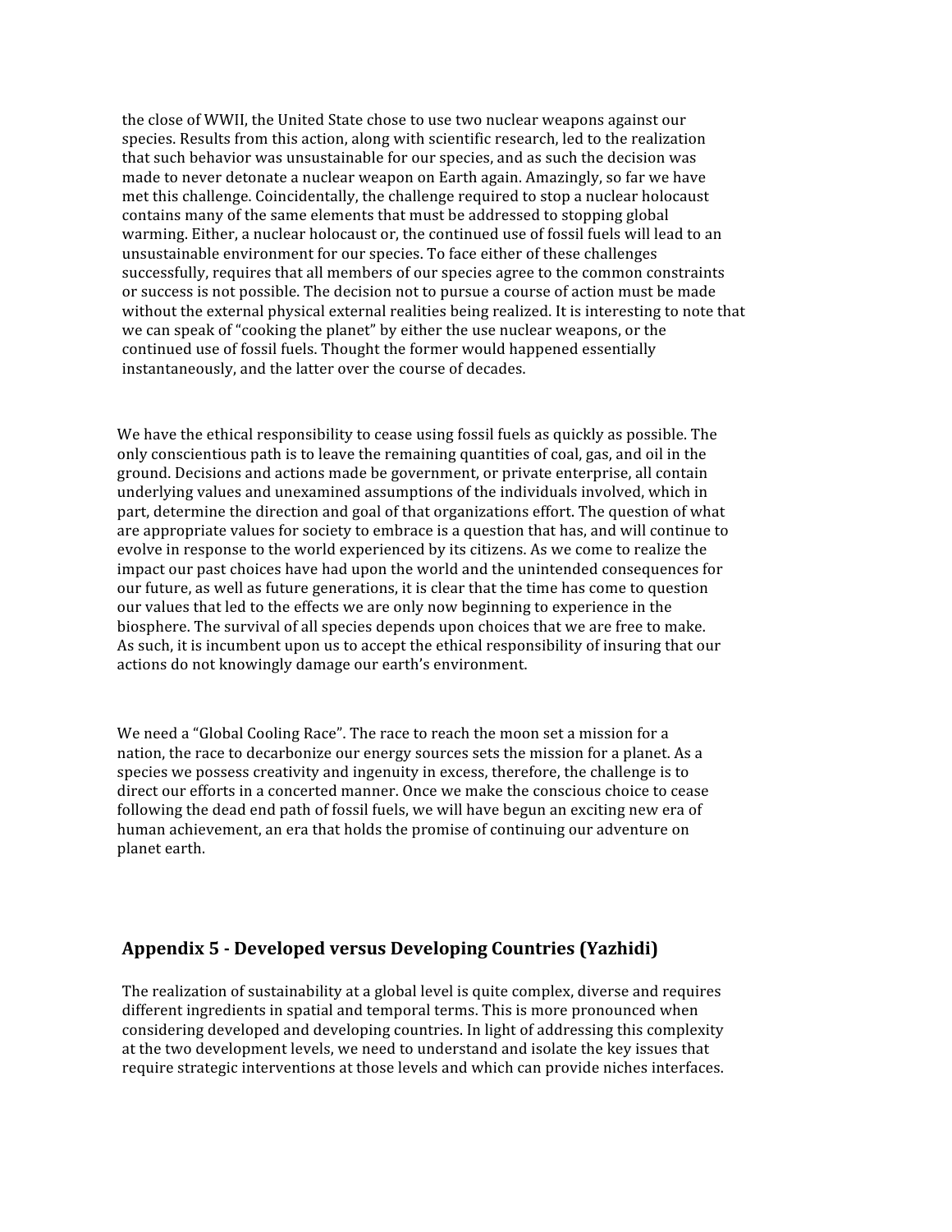the close of WWII, the United State chose to use two nuclear weapons against our species. Results from this action, along with scientific research, led to the realization that such behavior was unsustainable for our species, and as such the decision was made to never detonate a nuclear weapon on Earth again. Amazingly, so far we have met this challenge. Coincidentally, the challenge required to stop a nuclear holocaust contains many of the same elements that must be addressed to stopping global warming. Either, a nuclear holocaust or, the continued use of fossil fuels will lead to an unsustainable environment for our species. To face either of these challenges successfully, requires that all members of our species agree to the common constraints or success is not possible. The decision not to pursue a course of action must be made without the external physical external realities being realized. It is interesting to note that we can speak of "cooking the planet" by either the use nuclear weapons, or the continued use of fossil fuels. Thought the former would happened essentially instantaneously, and the latter over the course of decades.

We have the ethical responsibility to cease using fossil fuels as quickly as possible. The only conscientious path is to leave the remaining quantities of coal, gas, and oil in the ground. Decisions and actions made be government, or private enterprise, all contain underlying values and unexamined assumptions of the individuals involved, which in part, determine the direction and goal of that organizations effort. The question of what are appropriate values for society to embrace is a question that has, and will continue to evolve in response to the world experienced by its citizens. As we come to realize the impact our past choices have had upon the world and the unintended consequences for our future, as well as future generations, it is clear that the time has come to question our values that led to the effects we are only now beginning to experience in the biosphere. The survival of all species depends upon choices that we are free to make. As such, it is incumbent upon us to accept the ethical responsibility of insuring that our actions do not knowingly damage our earth's environment.

We need a "Global Cooling Race". The race to reach the moon set a mission for a nation, the race to decarbonize our energy sources sets the mission for a planet. As a species we possess creativity and ingenuity in excess, therefore, the challenge is to direct our efforts in a concerted manner. Once we make the conscious choice to cease following the dead end path of fossil fuels, we will have begun an exciting new era of human achievement, an era that holds the promise of continuing our adventure on planet earth.

## Appendix 5 - Developed versus Developing Countries (Yazhidi)

The realization of sustainability at a global level is quite complex, diverse and requires different ingredients in spatial and temporal terms. This is more pronounced when considering developed and developing countries. In light of addressing this complexity at the two development levels, we need to understand and isolate the key issues that require strategic interventions at those levels and which can provide niches interfaces.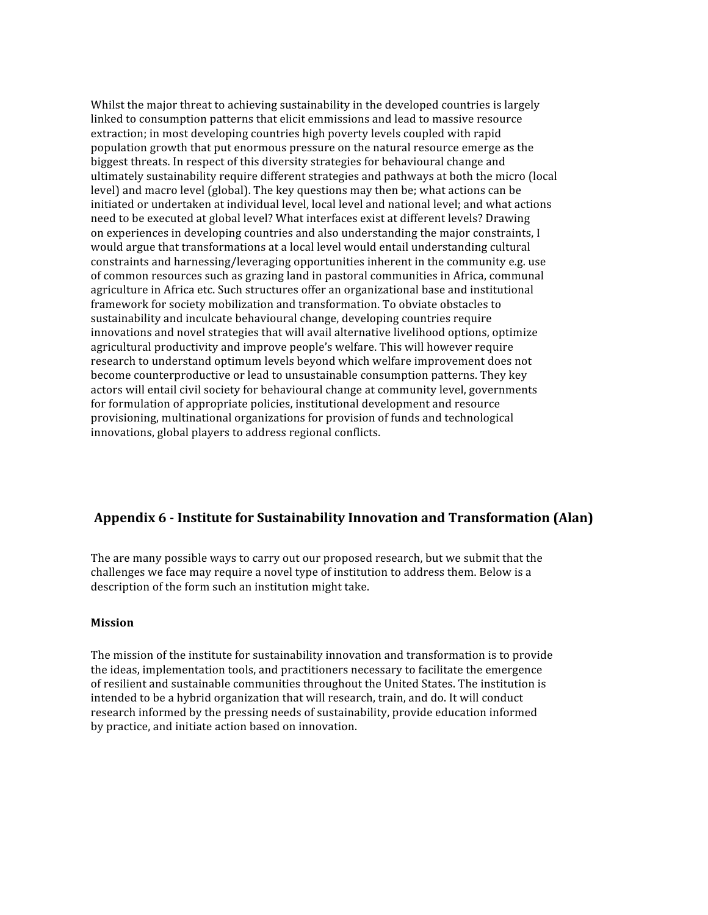Whilst the major threat to achieving sustainability in the developed countries is largely linked to consumption patterns that elicit emmissions and lead to massive resource extraction; in most developing countries high poverty levels coupled with rapid population growth that put enormous pressure on the natural resource emerge as the biggest threats. In respect of this diversity strategies for behavioural change and ultimately sustainability require different strategies and pathways at both the micro (local level) and macro level (global). The key questions may then be; what actions can be initiated or undertaken at individual level, local level and national level; and what actions need to be executed at global level? What interfaces exist at different levels? Drawing on experiences in developing countries and also understanding the major constraints, I would argue that transformations at a local level would entail understanding cultural constraints and harnessing/leveraging opportunities inherent in the community e.g. use of common resources such as grazing land in pastoral communities in Africa, communal agriculture in Africa etc. Such structures offer an organizational base and institutional framework for society mobilization and transformation. To obviate obstacles to sustainability and inculcate behavioural change, developing countries require innovations and novel strategies that will avail alternative livelihood options, optimize agricultural productivity and improve people's welfare. This will however require research to understand optimum levels beyond which welfare improvement does not become counterproductive or lead to unsustainable consumption patterns. They key actors will entail civil society for behavioural change at community level, governments for formulation of appropriate policies, institutional development and resource provisioning, multinational organizations for provision of funds and technological innovations, global players to address regional conflicts.

## Appendix 6 - Institute for Sustainability Innovation and Transformation (Alan)

The are many possible ways to carry out our proposed research, but we submit that the challenges we face may require a novel type of institution to address them. Below is a description of the form such an institution might take.

**Mission**

The mission of the institute for sustainability innovation and transformation is to provide the ideas, implementation tools, and practitioners necessary to facilitate the emergence of resilient and sustainable communities throughout the United States. The institution is intended to be a hybrid organization that will research, train, and do. It will conduct research informed by the pressing needs of sustainability, provide education informed by practice, and initiate action based on innovation.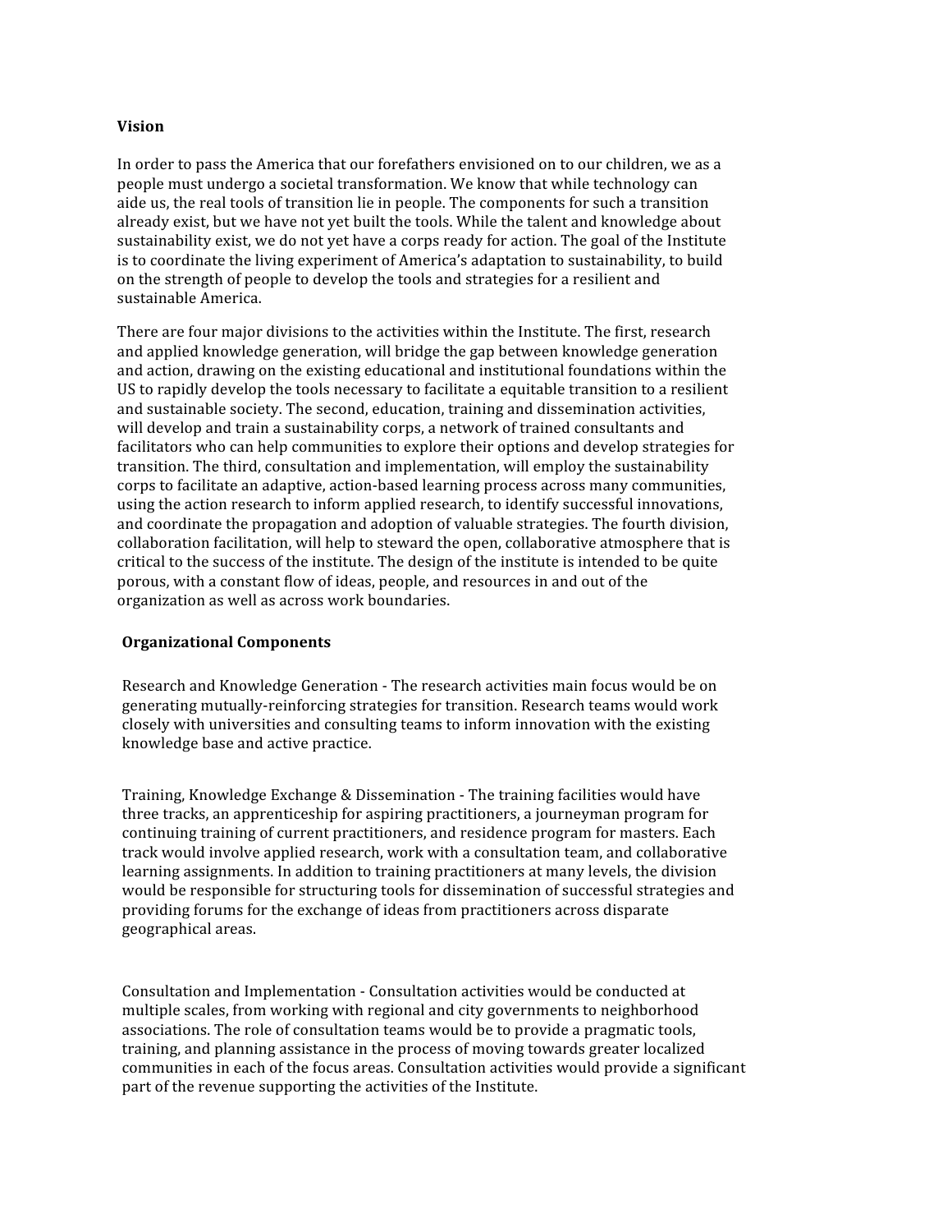**Vision**

In order to pass the America that our forefathers envisioned on to our children, we as a people must undergo a societal transformation. We know that while technology can aide us, the real tools of transition lie in people. The components for such a transition already exist, but we have not yet built the tools. While the talent and knowledge about sustainability exist, we do not yet have a corps ready for action. The goal of the Institute is to coordinate the living experiment of America's adaptation to sustainability, to build on the strength of people to develop the tools and strategies for a resilient and sustainable America.

There are four major divisions to the activities within the Institute. The first, research and applied knowledge generation, will bridge the gap between knowledge generation and action, drawing on the existing educational and institutional foundations within the US to rapidly develop the tools necessary to facilitate a equitable transition to a resilient and sustainable society. The second, education, training and dissemination activities, will develop and train a sustainability corps, a network of trained consultants and facilitators who can help communities to explore their options and develop strategies for transition. The third, consultation and implementation, will employ the sustainability corps to facilitate an adaptive, action-based learning process across many communities, using the action research to inform applied research, to identify successful innovations, and coordinate the propagation and adoption of valuable strategies. The fourth division, collaboration facilitation, will help to steward the open, collaborative atmosphere that is critical to the success of the institute. The design of the institute is intended to be quite porous, with a constant flow of ideas, people, and resources in and out of the organization as well as across work boundaries.

**Organizational Components**

Research and Knowledge Generation - The research activities main focus would be on generating mutually-reinforcing strategies for transition. Research teams would work closely with universities and consulting teams to inform innovation with the existing knowledge base and active practice.

Training, Knowledge Exchange & Dissemination - The training facilities would have three tracks, an apprenticeship for aspiring practitioners, a journeyman program for continuing training of current practitioners, and residence program for masters. Each track would involve applied research, work with a consultation team, and collaborative learning assignments. In addition to training practitioners at many levels, the division would be responsible for structuring tools for dissemination of successful strategies and providing forums for the exchange of ideas from practitioners across disparate geographical areas.

Consultation and Implementation - Consultation activities would be conducted at multiple scales, from working with regional and city governments to neighborhood associations. The role of consultation teams would be to provide a pragmatic tools, training, and planning assistance in the process of moving towards greater localized communities in each of the focus areas. Consultation activities would provide a significant part of the revenue supporting the activities of the Institute.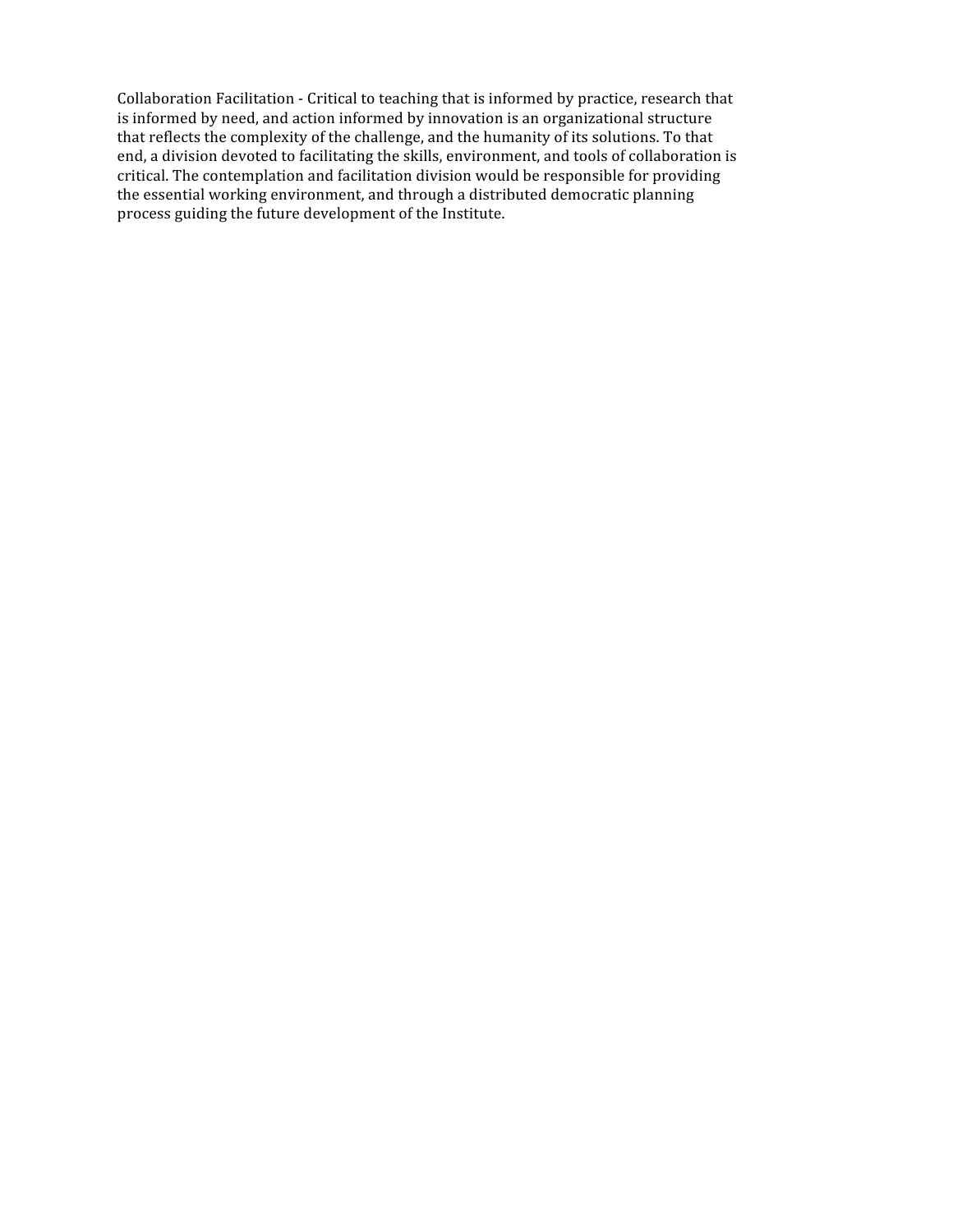Collaboration Facilitation - Critical to teaching that is informed by practice, research that is informed by need, and action informed by innovation is an organizational structure that reflects the complexity of the challenge, and the humanity of its solutions. To that end, a division devoted to facilitating the skills, environment, and tools of collaboration is critical. The contemplation and facilitation division would be responsible for providing the essential working environment, and through a distributed democratic planning process guiding the future development of the Institute.